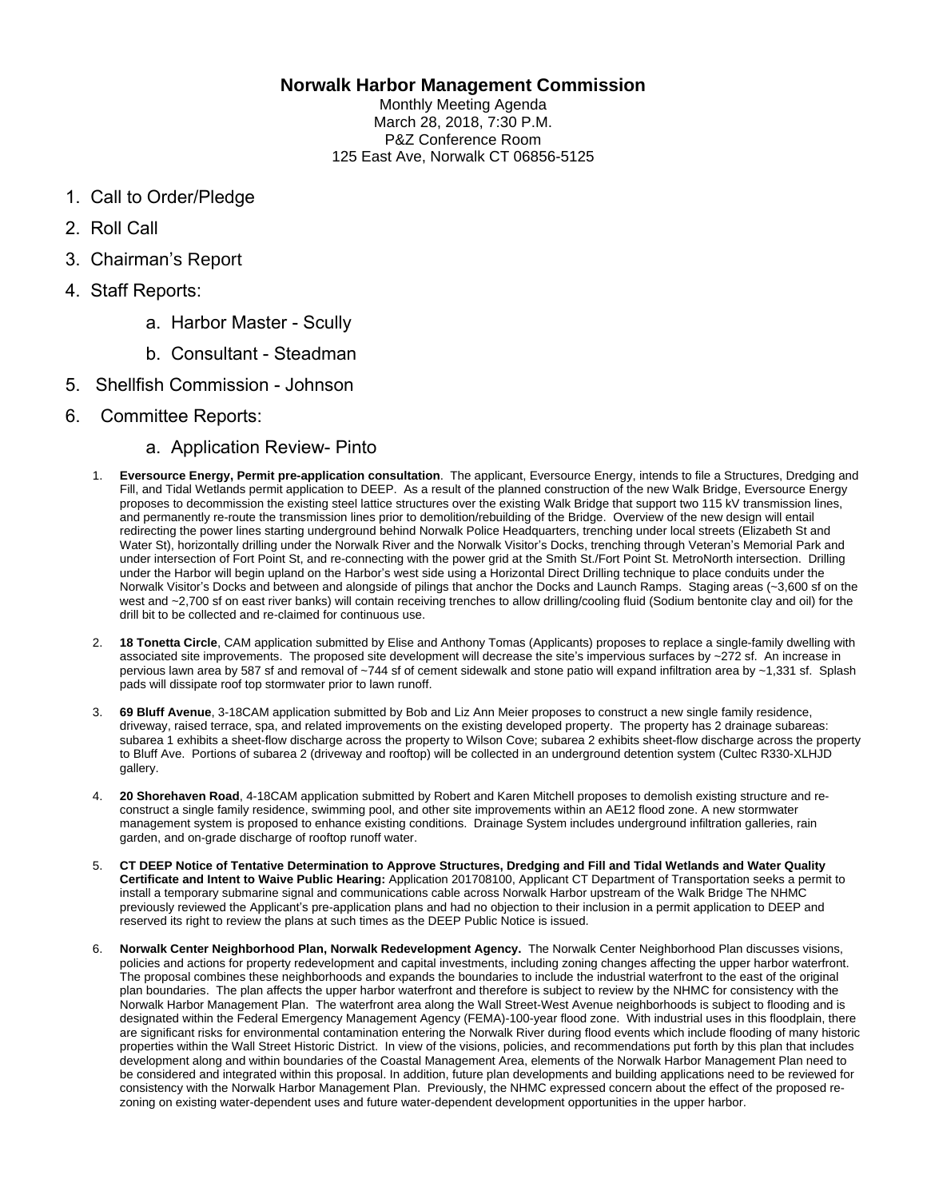# Norwalk Harbor Management Commission

Monthly Meeting Agenda
March 28, 2018, 7:30 P.M.
P&Z Conference Room
125 East Ave, Norwalk CT 06856-5125

1. Call to Order/Pledge
2. Roll Call
3. Chairman's Report
4. Staff Reports:
   a. Harbor Master - Scully
   b. Consultant - Steadman
5. Shellfish Commission - Johnson
6. Committee Reports:
   a. Application Review- Pinto
      1. **Eversource Energy, Permit pre-application consultation**. The applicant, Eversource Energy, intends to file a Structures, Dredging and Fill, and Tidal Wetlands permit application to DEEP. As a result of the planned construction of the new Walk Bridge, Eversource Energy proposes to decommission the existing steel lattice structures over the existing Walk Bridge that support two 115 kV transmission lines, and permanently re-route the transmission lines prior to demolition/rebuilding of the Bridge. Overview of the new design will entail redirecting the power lines starting underground behind Norwalk Police Headquarters, trenching under local streets (Elizabeth St and Water St), horizontally drilling under the Norwalk River and the Norwalk Visitor's Docks, trenching through Veteran's Memorial Park and under intersection of Fort Point St, and re-connecting with the power grid at the Smith St./Fort Point St. MetroNorth intersection. Drilling under the Harbor will begin upland on the Harbor's west side using a Horizontal Direct Drilling technique to place conduits under the Norwalk Visitor's Docks and between and alongside of pilings that anchor the Docks and Launch Ramps. Staging areas (~3,600 sf on the west and ~2,700 sf on east river banks) will contain receiving trenches to allow drilling/cooling fluid (Sodium bentonite clay and oil) for the drill bit to be collected and re-claimed for continuous use.
      2. **18 Tonetta Circle**, CAM application submitted by Elise and Anthony Tomas (Applicants) proposes to replace a single-family dwelling with associated site improvements. The proposed site development will decrease the site's impervious surfaces by ~272 sf. An increase in pervious lawn area by 587 sf and removal of ~744 sf of cement sidewalk and stone patio will expand infiltration area by ~1,331 sf. Splash pads will dissipate roof top stormwater prior to lawn runoff.
      3. **69 Bluff Avenue**, 3-18CAM application submitted by Bob and Liz Ann Meier proposes to construct a new single family residence, driveway, raised terrace, spa, and related improvements on the existing developed property. The property has 2 drainage subareas: subarea 1 exhibits a sheet-flow discharge across the property to Wilson Cove; subarea 2 exhibits sheet-flow discharge across the property to Bluff Ave. Portions of subarea 2 (driveway and rooftop) will be collected in an underground detention system (Cultec R330-XLHJD gallery.
      4. **20 Shorehaven Road**, 4-18CAM application submitted by Robert and Karen Mitchell proposes to demolish existing structure and re-construct a single family residence, swimming pool, and other site improvements within an AE12 flood zone. A new stormwater management system is proposed to enhance existing conditions. Drainage System includes underground infiltration galleries, rain garden, and on-grade discharge of rooftop runoff water.
      5. **CT DEEP Notice of Tentative Determination to Approve Structures, Dredging and Fill and Tidal Wetlands and Water Quality Certificate and Intent to Waive Public Hearing:** Application 201708100, Applicant CT Department of Transportation seeks a permit to install a temporary submarine signal and communications cable across Norwalk Harbor upstream of the Walk Bridge The NHMC previously reviewed the Applicant's pre-application plans and had no objection to their inclusion in a permit application to DEEP and reserved its right to review the plans at such times as the DEEP Public Notice is issued.
      6. **Norwalk Center Neighborhood Plan, Norwalk Redevelopment Agency.** The Norwalk Center Neighborhood Plan discusses visions, policies and actions for property redevelopment and capital investments, including zoning changes affecting the upper harbor waterfront. The proposal combines these neighborhoods and expands the boundaries to include the industrial waterfront to the east of the original plan boundaries. The plan affects the upper harbor waterfront and therefore is subject to review by the NHMC for consistency with the Norwalk Harbor Management Plan. The waterfront area along the Wall Street-West Avenue neighborhoods is subject to flooding and is designated within the Federal Emergency Management Agency (FEMA)-100-year flood zone. With industrial uses in this floodplain, there are significant risks for environmental contamination entering the Norwalk River during flood events which include flooding of many historic properties within the Wall Street Historic District. In view of the visions, policies, and recommendations put forth by this plan that includes development along and within boundaries of the Coastal Management Area, elements of the Norwalk Harbor Management Plan need to be considered and integrated within this proposal. In addition, future plan developments and building applications need to be reviewed for consistency with the Norwalk Harbor Management Plan. Previously, the NHMC expressed concern about the effect of the proposed re-zoning on existing water-dependent uses and future water-dependent development opportunities in the upper harbor.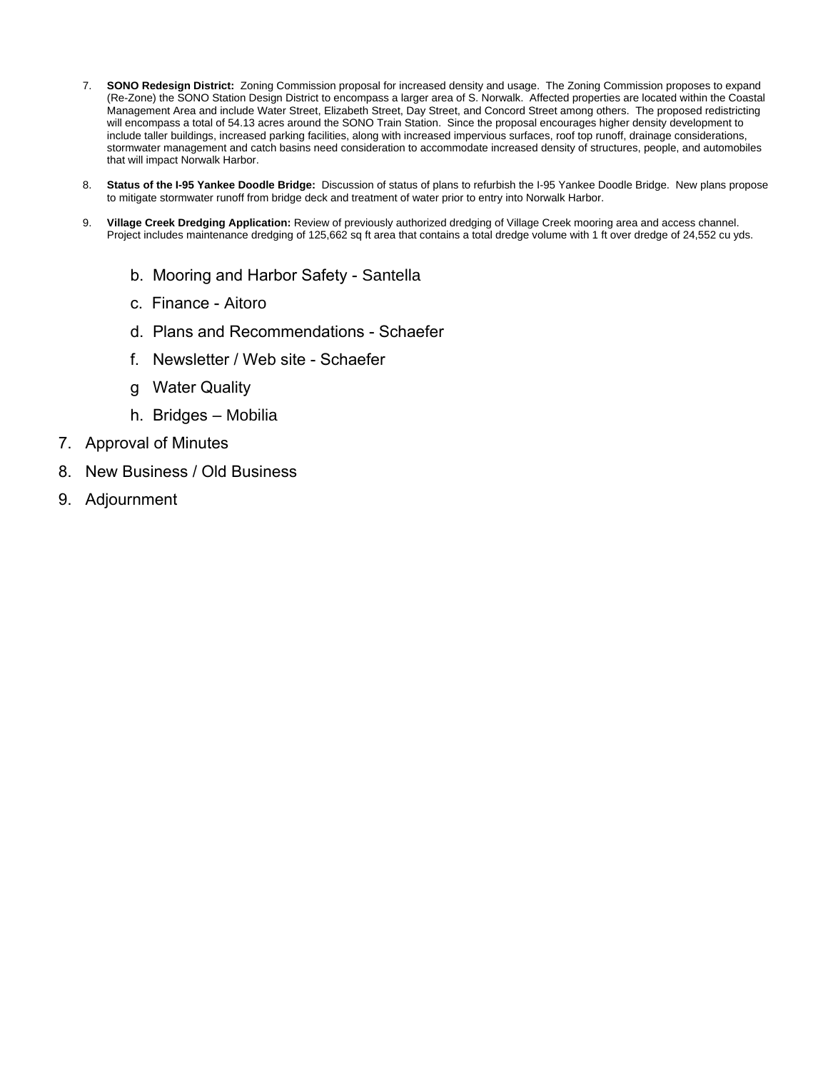7. **SONO Redesign District:** Zoning Commission proposal for increased density and usage. The Zoning Commission proposes to expand (Re-Zone) the SONO Station Design District to encompass a larger area of S. Norwalk. Affected properties are located within the Coastal Management Area and include Water Street, Elizabeth Street, Day Street, and Concord Street among others. The proposed redistricting will encompass a total of 54.13 acres around the SONO Train Station. Since the proposal encourages higher density development to include taller buildings, increased parking facilities, along with increased impervious surfaces, roof top runoff, drainage considerations, stormwater management and catch basins need consideration to accommodate increased density of structures, people, and automobiles that will impact Norwalk Harbor.

8. **Status of the I-95 Yankee Doodle Bridge:** Discussion of status of plans to refurbish the I-95 Yankee Doodle Bridge. New plans propose to mitigate stormwater runoff from bridge deck and treatment of water prior to entry into Norwalk Harbor.

9. **Village Creek Dredging Application:** Review of previously authorized dredging of Village Creek mooring area and access channel. Project includes maintenance dredging of 125,662 sq ft area that contains a total dredge volume with 1 ft over dredge of 24,552 cu yds.

   b. Mooring and Harbor Safety - Santella

   c. Finance - Aitoro

   d. Plans and Recommendations - Schaefer

   f. Newsletter / Web site - Schaefer

   g Water Quality

   h. Bridges – Mobilia

7. Approval of Minutes
8. New Business / Old Business
9. Adjournment